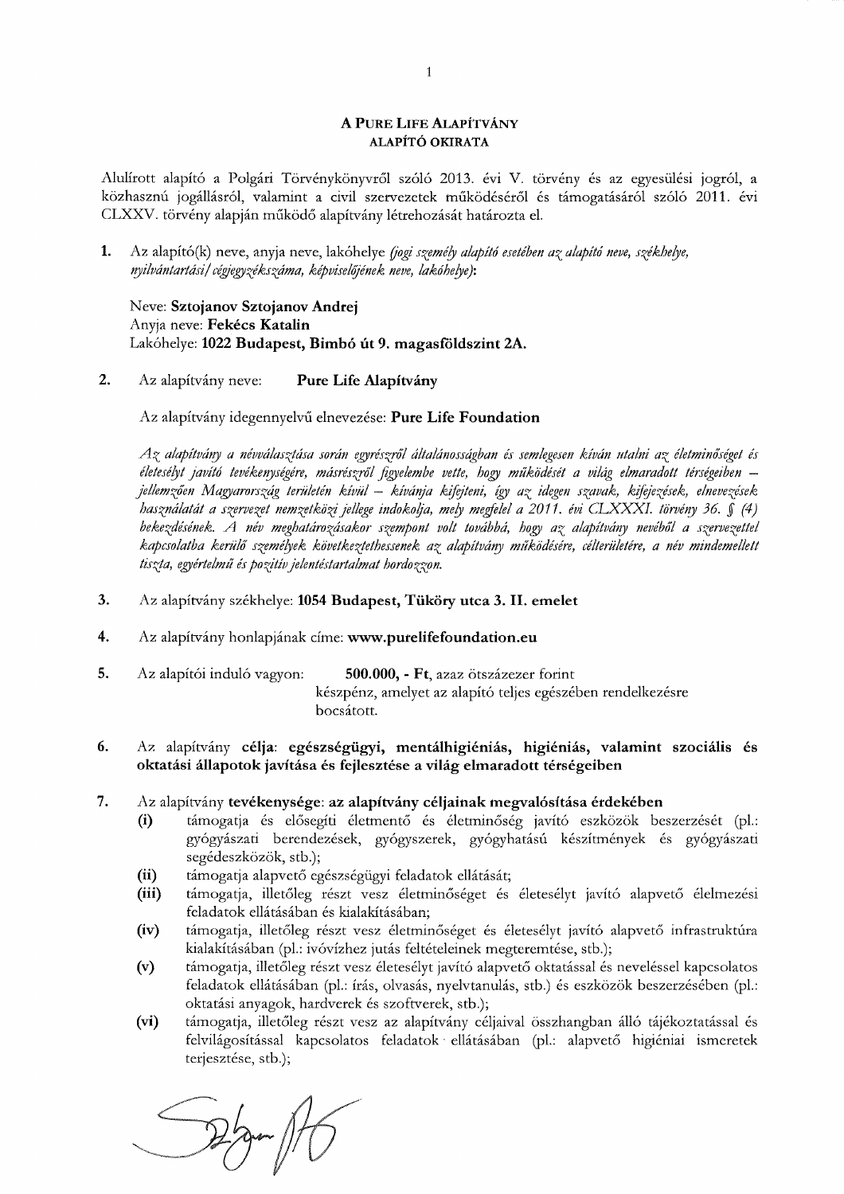# A PURE LIFE ALAPÍTVÁNY
## ALAPÍTÓ OKIRATA

Alulírott alapító a Polgári Törvénykönyvről szóló 2013. évi V. törvény és az egyesülési jogról, a közhasznú jogállásról, valamint a civil szervezetek működéséről és támogatásáról szóló 2011. évi CLXXV. törvény alapján működő alapítvány létrehozását határozta el.

**1.** Az alapító(k) neve, anyja neve, lakóhelye *(jogi személy alapító esetében az alapító neve, székhelye, nyilvántartási/cégjegyzékszáma, képviselőjének neve, lakóhelye)*:

Neve: **Sztojanov Sztojanov Andrej**
Anyja neve: **Fekécs Katalin**
Lakóhelye: **1022 Budapest, Bimbó út 9. magasföldszint 2A.**

**2.** Az alapítvány neve: **Pure Life Alapítvány**

Az alapítvány idegennyelvű elnevezése: **Pure Life Foundation**

*Az alapítvány a névválasztása során egyrészről általánosságban és semlegesen kíván utalni az életminőséget és esélyt javító tevékenységére, másrészről figyelembe vette, hogy működését a világ elmaradott térségeiben – jellemzően Magyarország területén kívül – kívánja kifejteni, így az idegen szavak, kifejezések, elnevezések használatát a szervezet nemzetközi jellege indokolja, mely megfelel a 2011. évi CLXXXI. törvény 36. § (4) bekezdésének. A név meghatározásakor szempont volt továbbá, hogy az alapítvány nevéből a szervezettel kapcsolatba kerülő személyek következtethessenek az alapítvány működésére, célterületére, a név mindemellett tiszta, egyértelmű és pozitív jelentéstartalmat hordozzon.*

**3.** Az alapítvány székhelye: **1054 Budapest, Tüköry utca 3. II. emelet**

**4.** Az alapítvány honlapjának címe: **www.purelifefoundation.eu**

**5.** Az alapítói induló vagyon: **500.000, - Ft**, azaz ötszázezer forint készpénz, amelyet az alapító teljes egészében rendelkezésre bocsátott.

**6.** Az alapítvány **célja**: **egészségügyi, mentálhigiéniás, higiéniás, valamint szociális és oktatási állapotok javítása és fejlesztése a világ elmaradott térségeiben**

**7.** Az alapítvány **tevékenysége**: **az alapítvány céljainak megvalósítása érdekében**

- **(i)** támogatja és elősegíti életmentő és életminőség javító eszközök beszerzését (pl.: gyógyászati berendezések, gyógyszerek, gyógyhatású készítmények és gyógyászati segédeszközök, stb.);
- **(ii)** támogatja alapvető egészségügyi feladatok ellátását;
- **(iii)** támogatja, illetőleg részt vesz életminőséget és esélyt javító alapvető élelmezési feladatok ellátásában és kialakításában;
- **(iv)** támogatja, illetőleg részt vesz életminőséget és esélyt javító alapvető infrastruktúra kialakításában (pl.: ivóvízhez jutás feltételeinek megteremtése, stb.);
- **(v)** támogatja, illetőleg részt vesz esélyt javító alapvető oktatással és neveléssel kapcsolatos feladatok ellátásában (pl.: írás, olvasás, nyelvtanulás, stb.) és eszközök beszerzésében (pl.: oktatási anyagok, hardverek és szoftverek, stb.);
- **(vi)** támogatja, illetőleg részt vesz az alapítvány céljaival összhangban álló tájékoztatással és felvilágosítással kapcsolatos feladatok ellátásában (pl.: alapvető higiéniai ismeretek terjesztése, stb.);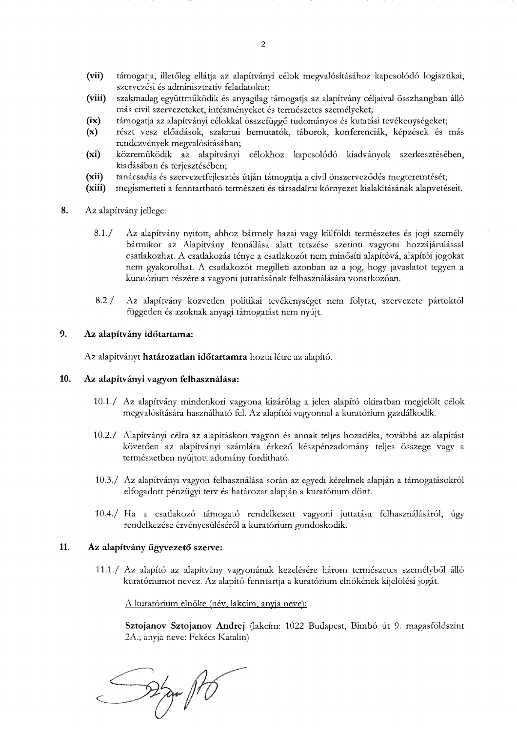**(vii)** támogatja, illetőleg ellátja az alapítványi célok megvalósításához kapcsolódó logisztikai, szervezési és adminisztratív feladatokat;

**(viii)** szakmailag együttműködik és anyagilag támogatja az alapítvány céljaival összhangban álló más civil szervezeteket, intézményeket és természetes személyeket;

**(ix)** támogatja az alapítványi célokkal összefüggő tudományos és kutatási tevékenységeket;

**(x)** részt vesz előadások, szakmai bemutatók, táborok, konferenciák, képzések és más rendezvények megvalósításában;

**(xi)** közreműködik az alapítványi célokhoz kapcsolódó kiadványok szerkesztésében, kiadásában és terjesztésében;

**(xii)** tanácsadás és szervezetfejlesztés útján támogatja a civil önszerveződés megteremtését;

**(xiii)** megismerteti a fenntartható természeti és társadalmi környezet kialakításának alapvetéseit.

**8.** Az alapítvány jellege:

8.1./ Az alapítvány nyitott, ahhoz bármely hazai vagy külföldi természetes és jogi személy bármikor az Alapítvány fennállása alatt tetszése szerinti vagyoni hozzájárulással csatlakozhat. A csatlakozás ténye a csatlakozót nem minősíti alapítóvá, alapítói jogokat nem gyakorolhat. A csatlakozót megilleti azonban az a jog, hogy javaslatot tegyen a kuratórium részére a vagyoni juttatásának felhasználására vonatkozóan.

8.2./ Az alapítvány közvetlen politikai tevékenységet nem folytat, szervezete pártoktól független és azoknak anyagi támogatást nem nyújt.

**9. Az alapítvány időtartama:**

Az alapítványt **határozatlan időtartamra** hozta létre az alapító.

**10. Az alapítványi vagyon felhasználása:**

10.1./ Az alapítvány mindenkori vagyona kizárólag a jelen alapító okiratban megjelölt célok megvalósítására használható fel. Az alapítói vagyonnal a kuratórium gazdálkodik.

10.2./ Alapítványi célra az alapításkori vagyon és annak teljes hozadéka, továbbá az alapítást követően az alapítványi számlára érkező készpénzadomány teljes összege vagy a természetben nyújtott adomány fordítható.

10.3./ Az alapítványi vagyon felhasználása során az egyedi kérelmek alapján a támogatásokról elfogadott pénzügyi terv és határozat alapján a kuratórium dönt.

10.4./ Ha a csatlakozó támogató rendelkezett vagyoni juttatása felhasználásáról, úgy rendelkezése érvényesüléséről a kuratórium gondoskodik.

**11. Az alapítvány ügyvezető szerve:**

11.1./ Az alapító az alapítvány vagyonának kezelésére három természetes személyből álló kuratóriumot nevez. Az alapító fenntartja a kuratórium elnökének kijelölési jogát.

<u>A kuratórium elnöke (név, lakcím, anyja neve):</u>

**Sztojanov Sztojanov Andrej** (lakcím: 1022 Budapest, Bimbó út 9. magasföldszint 2A.; anyja neve: Fekécs Katalin)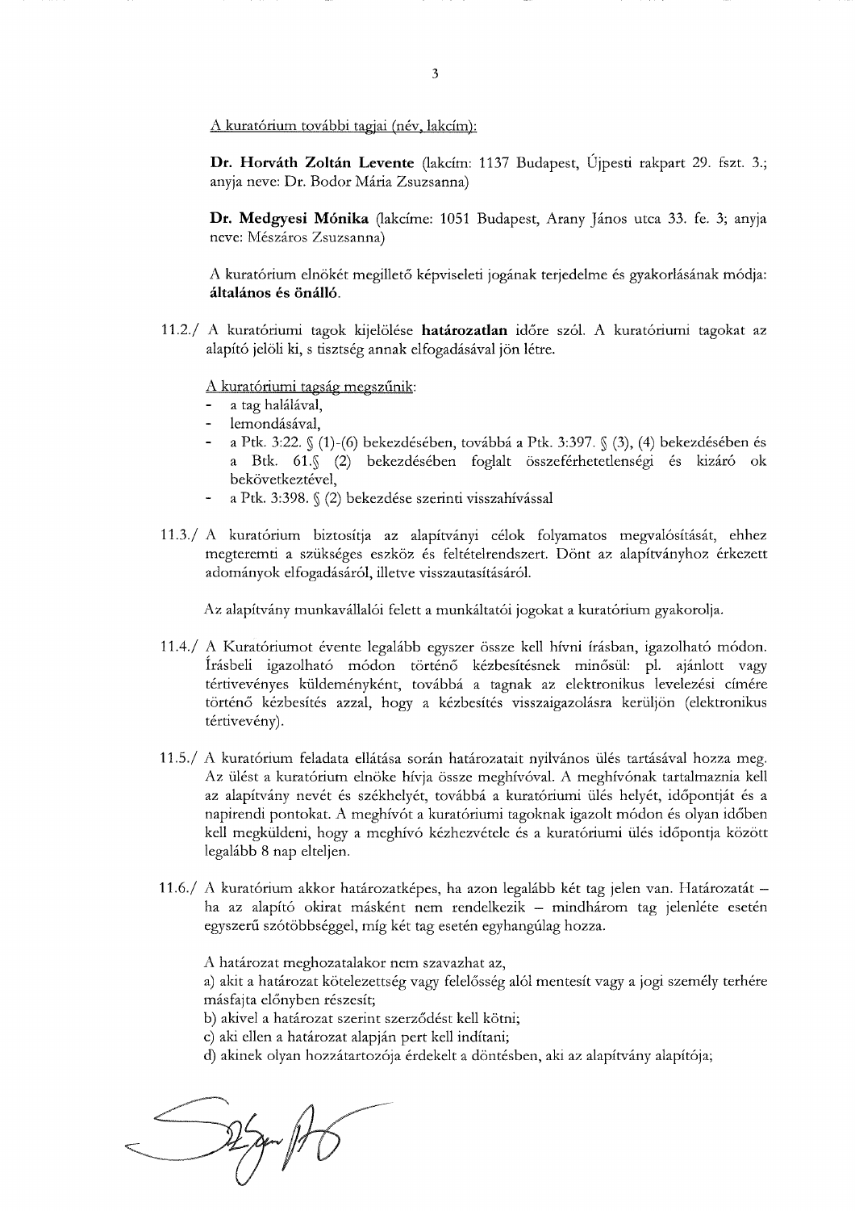<u>A kuratórium további tagjai (név, lakcím):</u>

**Dr. Horváth Zoltán Levente** (lakcím: 1137 Budapest, Újpesti rakpart 29. fszt. 3.; anyja neve: Dr. Bodor Mária Zsuzsanna)

**Dr. Medgyesi Mónika** (lakcíme: 1051 Budapest, Arany János utca 33. fe. 3; anyja neve: Mészáros Zsuzsanna)

A kuratórium elnökét megillető képviseleti jogának terjedelme és gyakorlásának módja: **általános és önálló**.

11.2./ A kuratóriumi tagok kijelölése **határozatlan** időre szól. A kuratóriumi tagokat az alapító jelöli ki, s tisztség annak elfogadásával jön létre.

<u>A kuratóriumi tagság megszűnik</u>:

- a tag halálával,
- lemondásával,
- a Ptk. 3:22. § (1)-(6) bekezdésében, továbbá a Ptk. 3:397. § (3), (4) bekezdésében és a Btk. 61.§ (2) bekezdésében foglalt összeférhetetlenségi és kizáró ok bekövetkeztével,
- a Ptk. 3:398. § (2) bekezdése szerinti visszahívással

11.3./ A kuratórium biztosítja az alapítványi célok folyamatos megvalósítását, ehhez megteremti a szükséges eszköz és feltételrendszert. Dönt az alapítványhoz érkezett adományok elfogadásáról, illetve visszautasításáról.

Az alapítvány munkavállalói felett a munkáltatói jogokat a kuratórium gyakorolja.

11.4./ A Kuratóriumot évente legalább egyszer össze kell hívni írásban, igazolható módon. Írásbeli igazolható módon történő kézbesítésnek minősül: pl. ajánlott vagy tértivevényes küldeményként, továbbá a tagnak az elektronikus levelezési címére történő kézbesítés azzal, hogy a kézbesítés visszaigazolásra kerüljön (elektronikus tértivevény).

11.5./ A kuratórium feladata ellátása során határozatait nyilvános ülés tartásával hozza meg. Az ülést a kuratórium elnöke hívja össze meghívóval. A meghívónak tartalmaznia kell az alapítvány nevét és székhelyét, továbbá a kuratóriumi ülés helyét, időpontját és a napirendi pontokat. A meghívót a kuratóriumi tagoknak igazolt módon és olyan időben kell megküldeni, hogy a meghívó kézhezvétele és a kuratóriumi ülés időpontja között legalább 8 nap elteljen.

11.6./ A kuratórium akkor határozatképes, ha azon legalább két tag jelen van. Határozatát – ha az alapító okirat másként nem rendelkezik – mindhárom tag jelenléte esetén egyszerű szótöbbséggel, míg két tag esetén egyhangúlag hozza.

A határozat meghozatalakor nem szavazhat az,

a) akit a határozat kötelezettség vagy felelősség alól mentesít vagy a jogi személy terhére másfajta előnyben részesít;

b) akivel a határozat szerint szerződést kell kötni;

c) aki ellen a határozat alapján pert kell indítani;

d) akinek olyan hozzátartozója érdekelt a döntésben, aki az alapítvány alapítója;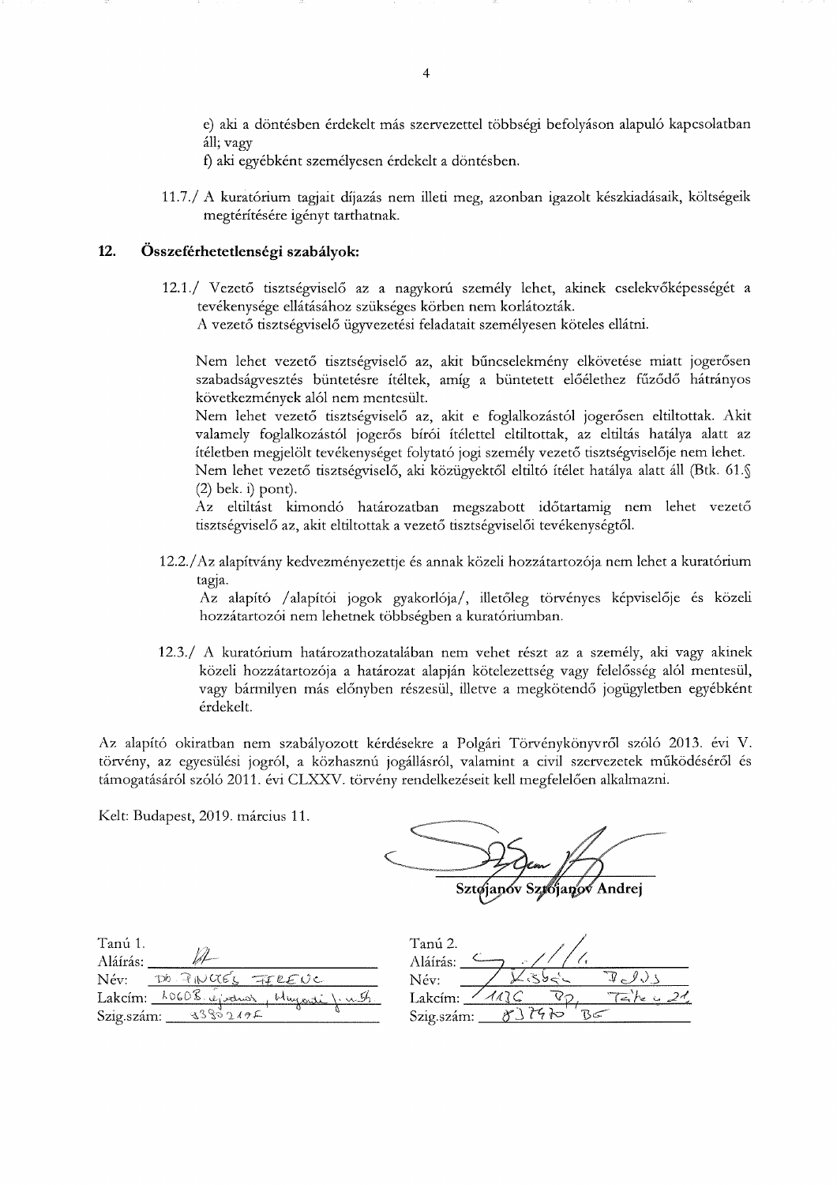e) aki a döntésben érdekelt más szervezettel többségi befolyáson alapuló kapcsolatban áll; vagy

f) aki egyébként személyesen érdekelt a döntésben.

11.7./ A kuratórium tagjait díjazás nem illeti meg, azonban igazolt készkiadásaik, költségeik megtérítésére igényt tarthatnak.

## 12. Összeférhetetlenségi szabályok:

12.1./ Vezető tisztségviselő az a nagykorú személy lehet, akinek cselekvőképességét a tevékenysége ellátásához szükséges körben nem korlátozták.
A vezető tisztségviselő ügyvezetési feladatait személyesen köteles ellátni.

Nem lehet vezető tisztségviselő az, akit bűncselekmény elkövetése miatt jogerősen szabadságvesztés büntetésre ítéltek, amíg a büntetett előélethez fűződő hátrányos következmények alól nem mentesült.
Nem lehet vezető tisztségviselő az, akit e foglalkozástól jogerősen eltiltottak. Akit valamely foglalkozástól jogerős bírói ítélettel eltiltottak, az eltiltás hatálya alatt az ítéletben megjelölt tevékenységet folytató jogi személy vezető tisztségviselője nem lehet.
Nem lehet vezető tisztségviselő, aki közügyektől eltiltó ítélet hatálya alatt áll (Btk. 61.§ (2) bek. i) pont).
Az eltiltást kimondó határozatban megszabott időtartamig nem lehet vezető tisztségviselő az, akit eltiltottak a vezető tisztségviselői tevékenységtől.

12.2./Az alapítvány kedvezményezettje és annak közeli hozzátartozója nem lehet a kuratórium tagja.
Az alapító /alapítói jogok gyakorlója/, illetőleg törvényes képviselője és közeli hozzátartozói nem lehetnek többségben a kuratóriumban.

12.3./ A kuratórium határozathozatalában nem vehet részt az a személy, aki vagy akinek közeli hozzátartozója a határozat alapján kötelezettség vagy felelősség alól mentesül, vagy bármilyen más előnyben részesül, illetve a megkötendő jogügyletben egyébként érdekelt.

Az alapító okiratban nem szabályozott kérdésekre a Polgári Törvénykönyvről szóló 2013. évi V. törvény, az egyesülési jogról, a közhasznú jogállásról, valamint a civil szervezetek működéséről és támogatásáról szóló 2011. évi CLXXV. törvény rendelkezéseit kell megfelelően alkalmazni.

Kelt: Budapest, 2019. március 11.

**Sztojanov Sztojanov Andrej**

| Tanú 1. | Tanú 2. |
|---|---|
| Aláírás: | Aláírás: |
| Név: Dr. Pinczés Ferenc | Név: Kisbán Dénes |
| Lakcím: 1060 B. újvároshi, Hunyadi u. 5/b | Lakcím: 1136 Bp, Tátra u. 21 |
| Szig.szám: 338021AF | Szig.szám: 837470 BE |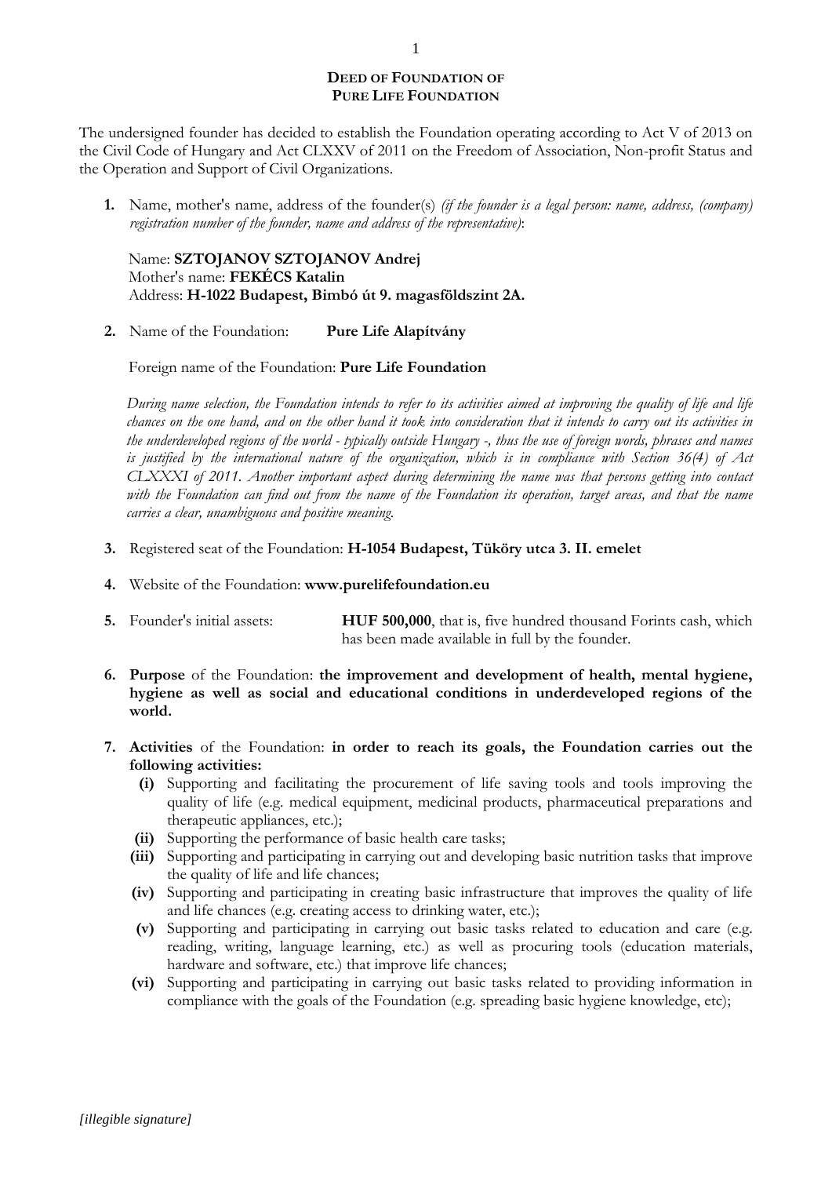**DEED OF FOUNDATION OF**
**PURE LIFE FOUNDATION**

The undersigned founder has decided to establish the Foundation operating according to Act V of 2013 on the Civil Code of Hungary and Act CLXXV of 2011 on the Freedom of Association, Non-profit Status and the Operation and Support of Civil Organizations.

1. Name, mother's name, address of the founder(s) *(if the founder is a legal person: name, address, (company) registration number of the founder, name and address of the representative)*:

   Name: **SZTOJANOV SZTOJANOV Andrej**
   Mother's name: **FEKÉCS Katalin**
   Address: **H-1022 Budapest, Bimbó út 9. magasföldszint 2A.**

2. Name of the Foundation: **Pure Life Alapítvány**

   Foreign name of the Foundation: **Pure Life Foundation**

   *During name selection, the Foundation intends to refer to its activities aimed at improving the quality of life and life chances on the one hand, and on the other hand it took into consideration that it intends to carry out its activities in the underdeveloped regions of the world - typically outside Hungary -, thus the use of foreign words, phrases and names is justified by the international nature of the organization, which is in compliance with Section 36(4) of Act CLXXXI of 2011. Another important aspect during determining the name was that persons getting into contact with the Foundation can find out from the name of the Foundation its operation, target areas, and that the name carries a clear, unambiguous and positive meaning.*

3. Registered seat of the Foundation: **H-1054 Budapest, Tüköry utca 3. II. emelet**

4. Website of the Foundation: **www.purelifefoundation.eu**

5. Founder's initial assets: **HUF 500,000**, that is, five hundred thousand Forints cash, which has been made available in full by the founder.

6. **Purpose** of the Foundation: **the improvement and development of health, mental hygiene, hygiene as well as social and educational conditions in underdeveloped regions of the world.**

7. **Activities** of the Foundation: **in order to reach its goals, the Foundation carries out the following activities:**
   - **(i)** Supporting and facilitating the procurement of life saving tools and tools improving the quality of life (e.g. medical equipment, medicinal products, pharmaceutical preparations and therapeutic appliances, etc.);
   - **(ii)** Supporting the performance of basic health care tasks;
   - **(iii)** Supporting and participating in carrying out and developing basic nutrition tasks that improve the quality of life and life chances;
   - **(iv)** Supporting and participating in creating basic infrastructure that improves the quality of life and life chances (e.g. creating access to drinking water, etc.);
   - **(v)** Supporting and participating in carrying out basic tasks related to education and care (e.g. reading, writing, language learning, etc.) as well as procuring tools (education materials, hardware and software, etc.) that improve life chances;
   - **(vi)** Supporting and participating in carrying out basic tasks related to providing information in compliance with the goals of the Foundation (e.g. spreading basic hygiene knowledge, etc);

*[illegible signature]*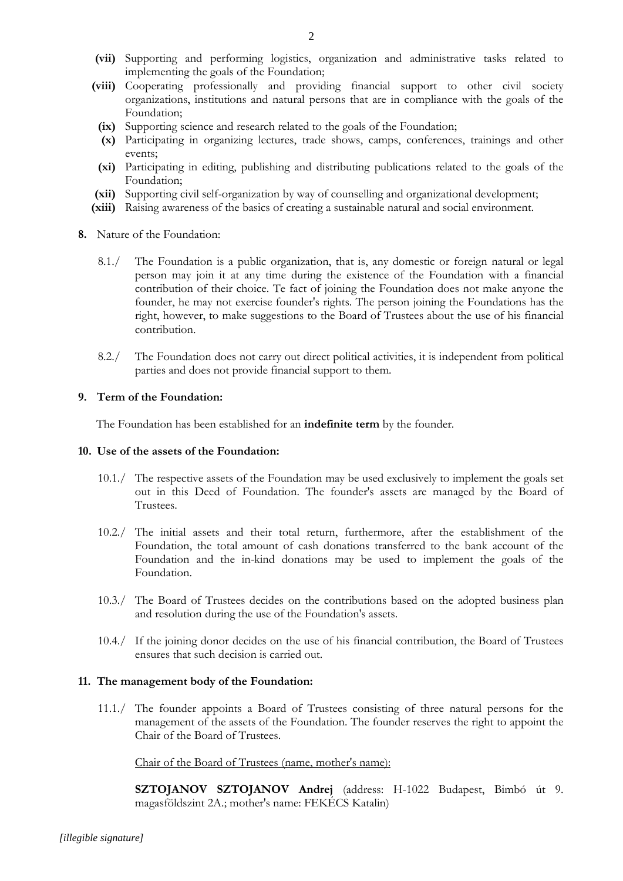- **(vii)** Supporting and performing logistics, organization and administrative tasks related to implementing the goals of the Foundation;
- **(viii)** Cooperating professionally and providing financial support to other civil society organizations, institutions and natural persons that are in compliance with the goals of the Foundation;
- **(ix)** Supporting science and research related to the goals of the Foundation;
- **(x)** Participating in organizing lectures, trade shows, camps, conferences, trainings and other events;
- **(xi)** Participating in editing, publishing and distributing publications related to the goals of the Foundation;
- **(xii)** Supporting civil self-organization by way of counselling and organizational development;
- **(xiii)** Raising awareness of the basics of creating a sustainable natural and social environment.

**8.** Nature of the Foundation:

8.1./ The Foundation is a public organization, that is, any domestic or foreign natural or legal person may join it at any time during the existence of the Foundation with a financial contribution of their choice. Te fact of joining the Foundation does not make anyone the founder, he may not exercise founder's rights. The person joining the Foundations has the right, however, to make suggestions to the Board of Trustees about the use of his financial contribution.

8.2./ The Foundation does not carry out direct political activities, it is independent from political parties and does not provide financial support to them.

**9. Term of the Foundation:**

The Foundation has been established for an **indefinite term** by the founder.

**10. Use of the assets of the Foundation:**

10.1./ The respective assets of the Foundation may be used exclusively to implement the goals set out in this Deed of Foundation. The founder's assets are managed by the Board of Trustees.

10.2./ The initial assets and their total return, furthermore, after the establishment of the Foundation, the total amount of cash donations transferred to the bank account of the Foundation and the in-kind donations may be used to implement the goals of the Foundation.

10.3./ The Board of Trustees decides on the contributions based on the adopted business plan and resolution during the use of the Foundation's assets.

10.4./ If the joining donor decides on the use of his financial contribution, the Board of Trustees ensures that such decision is carried out.

**11. The management body of the Foundation:**

11.1./ The founder appoints a Board of Trustees consisting of three natural persons for the management of the assets of the Foundation. The founder reserves the right to appoint the Chair of the Board of Trustees.

<u>Chair of the Board of Trustees (name, mother's name):</u>

**SZTOJANOV SZTOJANOV Andrej** (address: H-1022 Budapest, Bimbó út 9. magasföldszint 2A.; mother's name: FEKÉCS Katalin)

*[illegible signature]*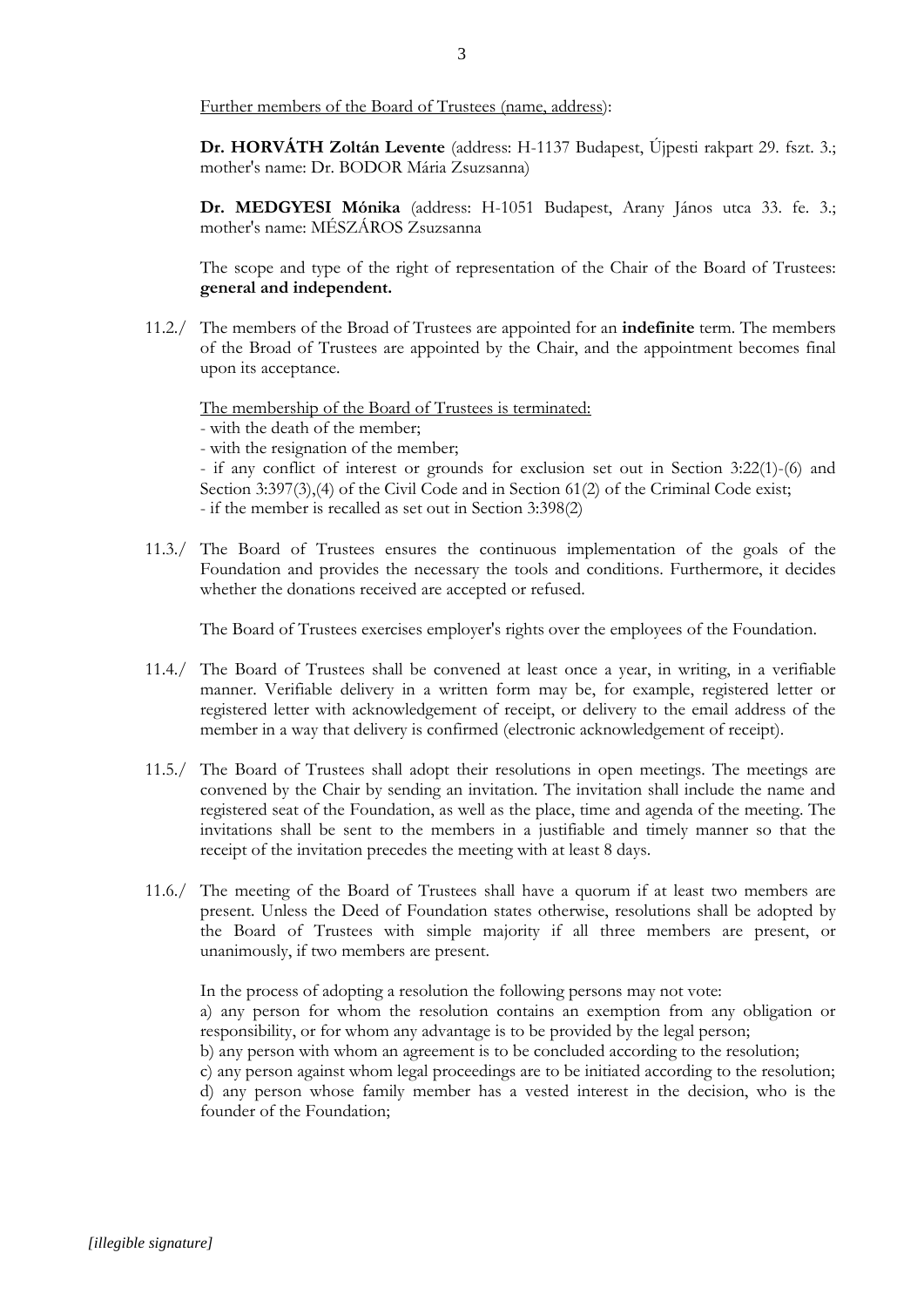Further members of the Board of Trustees (name, address):

**Dr. HORVÁTH Zoltán Levente** (address: H-1137 Budapest, Újpesti rakpart 29. fszt. 3.; mother's name: Dr. BODOR Mária Zsuzsanna)

**Dr. MEDGYESI Mónika** (address: H-1051 Budapest, Arany János utca 33. fe. 3.; mother's name: MÉSZÁROS Zsuzsanna

The scope and type of the right of representation of the Chair of the Board of Trustees: **general and independent.**

11.2./ The members of the Broad of Trustees are appointed for an **indefinite** term. The members of the Broad of Trustees are appointed by the Chair, and the appointment becomes final upon its acceptance.

The membership of the Board of Trustees is terminated:
- with the death of the member;
- with the resignation of the member;
- if any conflict of interest or grounds for exclusion set out in Section 3:22(1)-(6) and Section 3:397(3),(4) of the Civil Code and in Section 61(2) of the Criminal Code exist;
- if the member is recalled as set out in Section 3:398(2)

11.3./ The Board of Trustees ensures the continuous implementation of the goals of the Foundation and provides the necessary the tools and conditions. Furthermore, it decides whether the donations received are accepted or refused.

The Board of Trustees exercises employer's rights over the employees of the Foundation.

11.4./ The Board of Trustees shall be convened at least once a year, in writing, in a verifiable manner. Verifiable delivery in a written form may be, for example, registered letter or registered letter with acknowledgement of receipt, or delivery to the email address of the member in a way that delivery is confirmed (electronic acknowledgement of receipt).

11.5./ The Board of Trustees shall adopt their resolutions in open meetings. The meetings are convened by the Chair by sending an invitation. The invitation shall include the name and registered seat of the Foundation, as well as the place, time and agenda of the meeting. The invitations shall be sent to the members in a justifiable and timely manner so that the receipt of the invitation precedes the meeting with at least 8 days.

11.6./ The meeting of the Board of Trustees shall have a quorum if at least two members are present. Unless the Deed of Foundation states otherwise, resolutions shall be adopted by the Board of Trustees with simple majority if all three members are present, or unanimously, if two members are present.

In the process of adopting a resolution the following persons may not vote:
a) any person for whom the resolution contains an exemption from any obligation or responsibility, or for whom any advantage is to be provided by the legal person;
b) any person with whom an agreement is to be concluded according to the resolution;
c) any person against whom legal proceedings are to be initiated according to the resolution;
d) any person whose family member has a vested interest in the decision, who is the founder of the Foundation;

*[illegible signature]*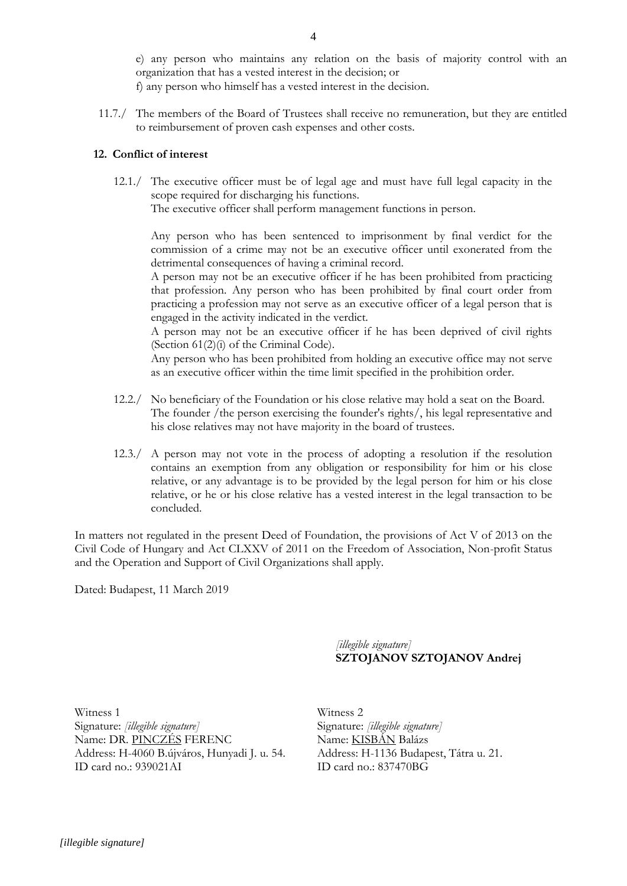e) any person who maintains any relation on the basis of majority control with an organization that has a vested interest in the decision; or
f) any person who himself has a vested interest in the decision.

11.7./ The members of the Board of Trustees shall receive no remuneration, but they are entitled to reimbursement of proven cash expenses and other costs.

**12. Conflict of interest**

12.1./ The executive officer must be of legal age and must have full legal capacity in the scope required for discharging his functions.
The executive officer shall perform management functions in person.

Any person who has been sentenced to imprisonment by final verdict for the commission of a crime may not be an executive officer until exonerated from the detrimental consequences of having a criminal record.
A person may not be an executive officer if he has been prohibited from practicing that profession. Any person who has been prohibited by final court order from practicing a profession may not serve as an executive officer of a legal person that is engaged in the activity indicated in the verdict.
A person may not be an executive officer if he has been deprived of civil rights (Section 61(2)(i) of the Criminal Code).
Any person who has been prohibited from holding an executive office may not serve as an executive officer within the time limit specified in the prohibition order.

12.2./ No beneficiary of the Foundation or his close relative may hold a seat on the Board. The founder /the person exercising the founder's rights/, his legal representative and his close relatives may not have majority in the board of trustees.

12.3./ A person may not vote in the process of adopting a resolution if the resolution contains an exemption from any obligation or responsibility for him or his close relative, or any advantage is to be provided by the legal person for him or his close relative, or he or his close relative has a vested interest in the legal transaction to be concluded.

In matters not regulated in the present Deed of Foundation, the provisions of Act V of 2013 on the Civil Code of Hungary and Act CLXXV of 2011 on the Freedom of Association, Non-profit Status and the Operation and Support of Civil Organizations shall apply.

Dated: Budapest, 11 March 2019

*[illegible signature]*
**SZTOJANOV SZTOJANOV Andrej**

Witness 1
Signature: *[illegible signature]*
Name: DR. PINCZÉS FERENC
Address: H-4060 B.újváros, Hunyadi J. u. 54.
ID card no.: 939021AI

Witness 2
Signature: *[illegible signature]*
Name: KISBÁN Balázs
Address: H-1136 Budapest, Tátra u. 21.
ID card no.: 837470BG

*[illegible signature]*